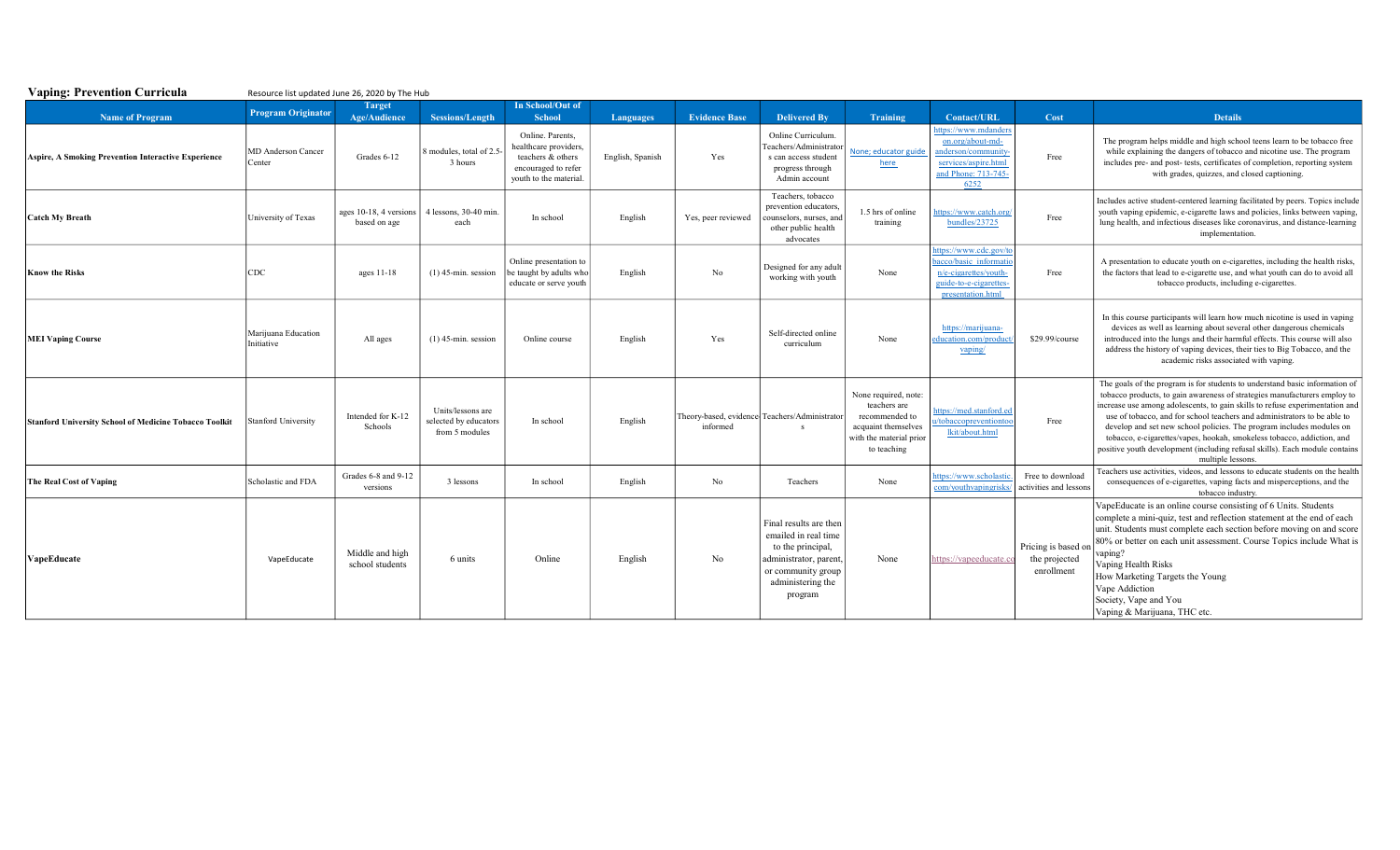**Vaping: Prevention Curricula** Resource list updated June 26, 2020 by The Hub

| Name of Program | Program Originator | Target Age/Audience | Sessions/Length | In School/Out of School | Languages | Evidence Base | Delivered By | Training | Contact/URL | Cost | Details |
|---|---|---|---|---|---|---|---|---|---|---|---|
| **Aspire, A Smoking Prevention Interactive Experience** | MD Anderson Cancer Center | Grades 6-12 | 8 modules, total of 2.5-3 hours | Online. Parents, healthcare providers, teachers & others encouraged to refer youth to the material. | English, Spanish | Yes | Online Curriculum. Teachers/Administrators can access student progress through Admin account | None; educator guide here | https://www.mdanderson.org/about-md-anderson/community-services/aspire.html and Phone: 713-745-6252 | Free | The program helps middle and high school teens learn to be tobacco free while explaining the dangers of tobacco and nicotine use. The program includes pre- and post- tests, certificates of completion, reporting system with grades, quizzes, and closed captioning. |
| **Catch My Breath** | University of Texas | ages 10-18, 4 versions based on age | 4 lessons, 30-40 min. each | In school | English | Yes, peer reviewed | Teachers, tobacco prevention educators, counselors, nurses, and other public health advocates | 1.5 hrs of online training | https://www.catch.org/bundles/23725 | Free | Includes active student-centered learning facilitated by peers. Topics include youth vaping epidemic, e-cigarette laws and policies, links between vaping, lung health, and infectious diseases like coronavirus, and distance-learning implementation. |
| **Know the Risks** | CDC | ages 11-18 | (1) 45-min. session | Online presentation to be taught by adults who educate or serve youth | English | No | Designed for any adult working with youth | None | https://www.cdc.gov/tobacco/basic_information/e-cigarettes/youth-guide-to-e-cigarettes-presentation.html | Free | A presentation to educate youth on e-cigarettes, including the health risks, the factors that lead to e-cigarette use, and what youth can do to avoid all tobacco products, including e-cigarettes. |
| **MEI Vaping Course** | Marijuana Education Initiative | All ages | (1) 45-min. session | Online course | English | Yes | Self-directed online curriculum | None | https://marijuana-education.com/product/vaping/ | $29.99/course | In this course participants will learn how much nicotine is used in vaping devices as well as learning about several other dangerous chemicals introduced into the lungs and their harmful effects. This course will also address the history of vaping devices, their ties to Big Tobacco, and the academic risks associated with vaping. |
| **Stanford University School of Medicine Tobacco Toolkit** | Stanford University | Intended for K-12 Schools | Units/lessons are selected by educators from 5 modules | In school | English | Theory-based, evidence-informed | Teachers/Administrators | None required, note: teachers are recommended to acquaint themselves with the material prior to teaching | https://med.stanford.edu/tobaccopreventiontoolkit/about.html | Free | The goals of the program is for students to understand basic information of tobacco products, to gain awareness of strategies manufacturers employ to increase use among adolescents, to gain skills to refuse experimentation and use of tobacco, and for school teachers and administrators to be able to develop and set new school policies. The program includes modules on tobacco, e-cigarettes/vapes, hookah, smokeless tobacco, addiction, and positive youth development (including refusal skills). Each module contains multiple lessons. |
| **The Real Cost of Vaping** | Scholastic and FDA | Grades 6-8 and 9-12 versions | 3 lessons | In school | English | No | Teachers | None | https://www.scholastic.com/youthvapingrisks/ | Free to download activities and lessons | Teachers use activities, videos, and lessons to educate students on the health consequences of e-cigarettes, vaping facts and misperceptions, and the tobacco industry. |
| **VapeEducate** | VapeEducate | Middle and high school students | 6 units | Online | English | No | Final results are then emailed in real time to the principal, administrator, parent, or community group administering the program | None | https://vapeeducate.co | Pricing is based on the projected enrollment | VapeEducate is an online course consisting of 6 Units. Students complete a mini-quiz, test and reflection statement at the end of each unit. Students must complete each section before moving on and score 80% or better on each unit assessment. Course Topics include What is vaping?<br>Vaping Health Risks<br>How Marketing Targets the Young<br>Vape Addiction<br>Society, Vape and You<br>Vaping & Marijuana, THC etc. |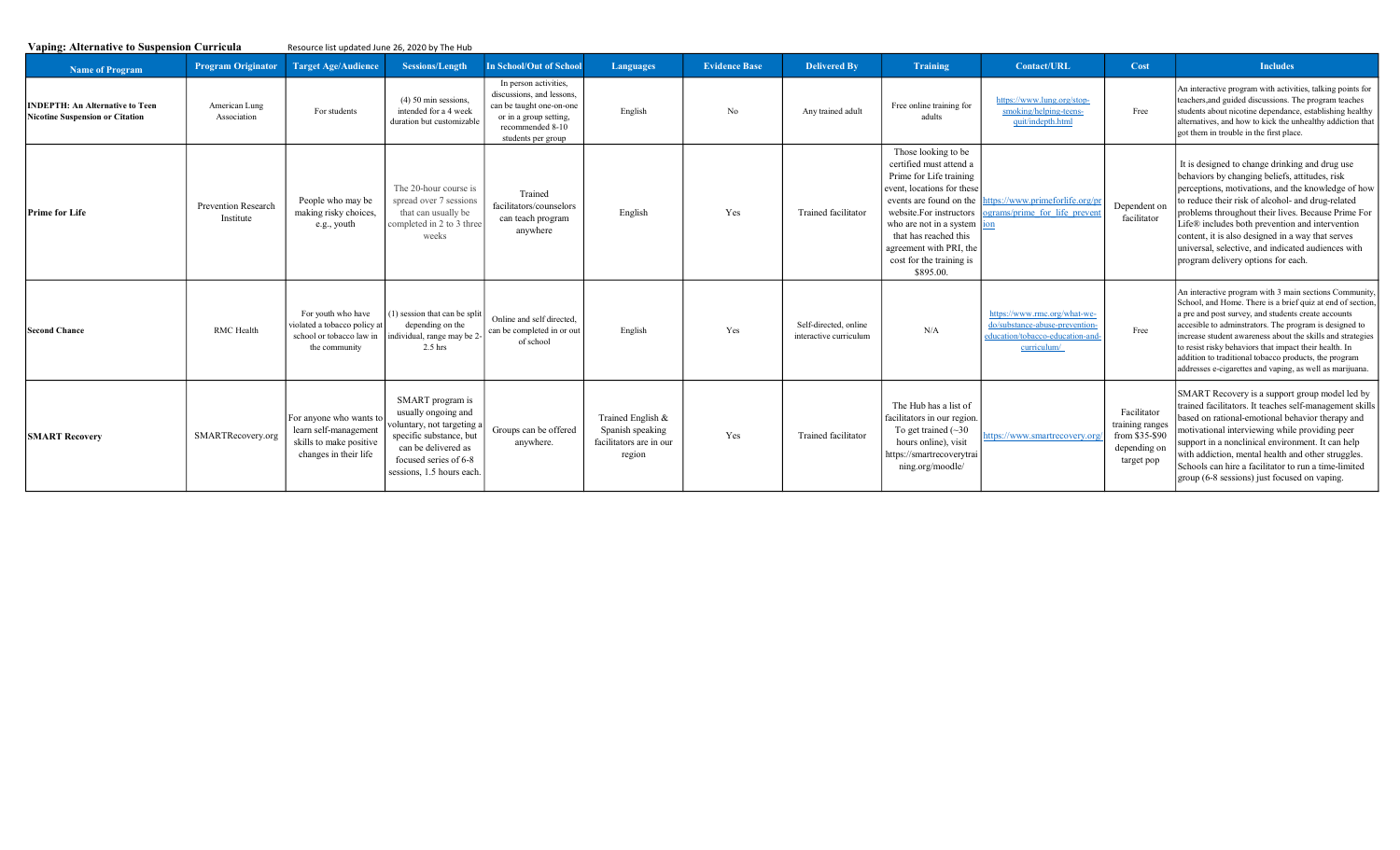**Vaping: Alternative to Suspension Curricula** Resource list updated June 26, 2020 by The Hub

| Name of Program | Program Originator | Target Age/Audience | Sessions/Length | In School/Out of School | Languages | Evidence Base | Delivered By | Training | Contact/URL | Cost | Includes |
|---|---|---|---|---|---|---|---|---|---|---|---|
| **INDEPTH: An Alternative to Teen Nicotine Suspension or Citation** | American Lung Association | For students | (4) 50 min sessions, intended for a 4 week duration but customizable | In person activities, discussions, and lessons, can be taught one-on-one or in a group setting, recommended 8-10 students per group | English | No | Any trained adult | Free online training for adults | https://www.lung.org/stop-smoking/helping-teens-quit/indepth.html | Free | An interactive program with activities, talking points for teachers,and guided discussions. The program teaches students about nicotine dependance, establishing healthy alternatives, and how to kick the unhealthy addiction that got them in trouble in the first place. |
| **Prime for Life** | Prevention Research Institute | People who may be making risky choices, e.g., youth | The 20-hour course is spread over 7 sessions that can usually be completed in 2 to 3 three weeks | Trained facilitators/counselors can teach program anywhere | English | Yes | Trained facilitator | Those looking to be certified must attend a Prime for Life training event, locations for these events are found on the website.For instructors who are not in a system that has reached this agreement with PRI, the cost for the training is $895.00. | https://www.primeforlife.org/programs/prime_for_life_prevention | Dependent on facilitator | It is designed to change drinking and drug use behaviors by changing beliefs, attitudes, risk perceptions, motivations, and the knowledge of how to reduce their risk of alcohol- and drug-related problems throughout their lives. Because Prime For Life® includes both prevention and intervention content, it is also designed in a way that serves universal, selective, and indicated audiences with program delivery options for each. |
| **Second Chance** | RMC Health | For youth who have violated a tobacco policy at school or tobacco law in the community | (1) session that can be split depending on the individual, range may be 2-2.5 hrs | Online and self directed, can be completed in or out of school | English | Yes | Self-directed, online interactive curriculum | N/A | https://www.rmc.org/what-we-do/substance-abuse-prevention-education/tobacco-education-and-curriculum/ | Free | An interactive program with 3 main sections Community, School, and Home. There is a brief quiz at end of section, a pre and post survey, and students create accounts accesible to adminstrators. The program is designed to increase student awareness about the skills and strategies to resist risky behaviors that impact their health. In addition to traditional tobacco products, the program addresses e-cigarettes and vaping, as well as marijuana. |
| **SMART Recovery** | SMARTRecovery.org | For anyone who wants to learn self-management skills to make positive changes in their life | SMART program is usually ongoing and voluntary, not targeting a specific substance, but can be delivered as focused series of 6-8 sessions, 1.5 hours each. | Groups can be offered anywhere. | Trained English & Spanish speaking facilitators are in our region | Yes | Trained facilitator | The Hub has a list of facilitators in our region. To get trained (~30 hours online), visit https://smartrecoverytraining.org/moodle/ | https://www.smartrecovery.org/ | Facilitator training ranges from $35-$90 depending on target pop | SMART Recovery is a support group model led by trained facilitators. It teaches self-management skills based on rational-emotional behavior therapy and motivational interviewing while providing peer support in a nonclinical environment. It can help with addiction, mental health and other struggles. Schools can hire a facilitator to run a time-limited group (6-8 sessions) just focused on vaping. |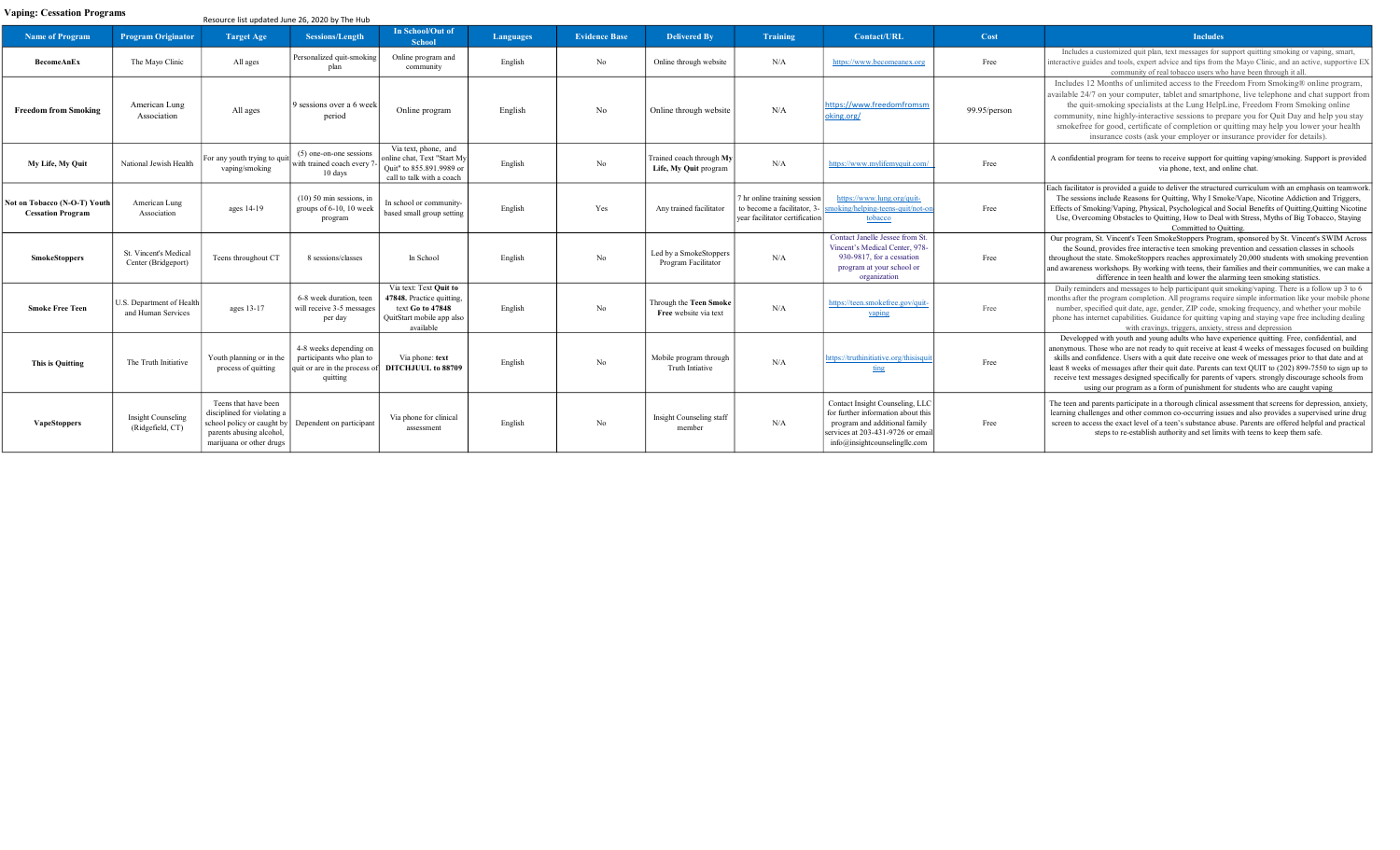**Vaping: Cessation Programs**

Resource list updated June 26, 2020 by The Hub

| Name of Program | Program Originator | Target Age | Sessions/Length | In School/Out of School | Languages | Evidence Base | Delivered By | Training | Contact/URL | Cost | Includes |
|---|---|---|---|---|---|---|---|---|---|---|---|
| **BecomeAnEx** | The Mayo Clinic | All ages | Personalized quit-smoking plan | Online program and community | English | No | Online through website | N/A | https://www.becomeanex.org | Free | Includes a customized quit plan, text messages for support quitting smoking or vaping, smart, interactive guides and tools, expert advice and tips from the Mayo Clinic, and an active, supportive EX community of real tobacco users who have been through it all. |
| **Freedom from Smoking** | American Lung Association | All ages | 9 sessions over a 6 week period | Online program | English | No | Online through website | N/A | https://www.freedomfromsmoking.org/ | 99.95/person | Includes 12 Months of unlimited access to the Freedom From Smoking® online program, available 24/7 on your computer, tablet and smartphone, live telephone and chat support from the quit-smoking specialists at the Lung HelpLine, Freedom From Smoking online community, nine highly-interactive sessions to prepare you for Quit Day and help you stay smokefree for good, certificate of completion or quitting may help you lower your health insurance costs (ask your employer or insurance provider for details). |
| **My Life, My Quit** | National Jewish Health | For any youth trying to quit vaping/smoking | (5) one-on-one sessions with trained coach every 7-10 days | Via text, phone, and online chat, Text "Start My Quit" to 855.891.9989 or call to talk with a coach | English | No | Trained coach through **My Life, My Quit** program | N/A | https://www.mylifemyquit.com/ | Free | A confidential program for teens to receive support for quitting vaping/smoking. Support is provided via phone, text, and online chat. |
| **Not on Tobacco (N-O-T) Youth Cessation Program** | American Lung Association | ages 14-19 | (10) 50 min sessions, in groups of 6-10, 10 week program | In school or community-based small group setting | English | Yes | Any trained facilitator | 7 hr online training session to become a facilitator, 3-year facilitator certification | https://www.lung.org/quit-smoking/helping-teens-quit/not-on-tobacco | Free | Each facilitator is provided a guide to deliver the structured curriculum with an emphasis on teamwork. The sessions include Reasons for Quitting, Why I Smoke/Vape, Nicotine Addiction and Triggers, Effects of Smoking/Vaping, Physical, Psychological and Social Benefits of Quitting,Quitting Nicotine Use, Overcoming Obstacles to Quitting, How to Deal with Stress, Myths of Big Tobacco, Staying Committed to Quitting. |
| **SmokeStoppers** | St. Vincent's Medical Center (Bridgeport) | Teens throughout CT | 8 sessions/classes | In School | English | No | Led by a SmokeStoppers Program Facilitator | N/A | Contact Janelle Jessee from St. Vincent's Medical Center, 978-930-9817, for a cessation program at your school or organization | Free | Our program, St. Vincent's Teen SmokeStoppers Program, sponsored by St. Vincent's SWIM Across the Sound, provides free interactive teen smoking prevention and cessation classes in schools throughout the state. SmokeStoppers reaches approximately 20,000 students with smoking prevention and awareness workshops. By working with teens, their families and their communities, we can make a difference in teen health and lower the alarming teen smoking statistics. |
| **Smoke Free Teen** | U.S. Department of Health and Human Services | ages 13-17 | 6-8 week duration, teen will receive 3-5 messages per day | Via text: Text **Quit to 47848**. Practice quitting, text **Go to 47848** QuitStart mobile app also available | English | No | Through the **Teen Smoke Free** website via text | N/A | https://teen.smokefree.gov/quit-vaping | Free | Daily reminders and messages to help participant quit smoking/vaping. There is a follow up 3 to 6 months after the program completion. All programs require simple information like your mobile phone number, specified quit date, age, gender, ZIP code, smoking frequency, and whether your mobile phone has internet capabilities. Guidance for quitting vaping and staying vape free including dealing with cravings, triggers, anxiety, stress and depression |
| **This is Quitting** | The Truth Initiative | Youth planning or in the process of quitting | 4-8 weeks depending on participants who plan to quit or are in the process of quitting | Via phone: **text DITCHJUUL to 88709** | English | No | Mobile program through Truth Intiative | N/A | https://truthinitiative.org/thisisquitting | Free | Developped with young and young adults who have experience quitting. Free, confidential, and anonymous. Those who are not ready to quit receive at least 4 weeks of messages focused on building skills and confidence. Users with a quit date receive one week of messages prior to that date and at least 8 weeks of messages after their quit date. Parents can text QUIT to (202) 899-7550 to sign up to receive text messages designed specifically for parents of vapers. strongly discourage schools from using our program as a form of punishment for students who are caught vaping |
| **VapeStoppers** | Insight Counseling (Ridgefield, CT) | Teens that have been disciplined for violating a school policy or caught by parents abusing alcohol, marijuana or other drugs | Dependent on participant | Via phone for clinical assessment | English | No | Insight Counseling staff member | N/A | Contact Insight Counseling, LLC for further information about this program and additional family services at 203-431-9726 or email info@insightcounselingllc.com | Free | The teen and parents participate in a thorough clinical assessment that screens for depression, anxiety, learning challenges and other common co-occurring issues and also provides a supervised urine drug screen to access the exact level of a teen's substance abuse. Parents are offered helpful and practical steps to re-establish authority and set limits with teens to keep them safe. |